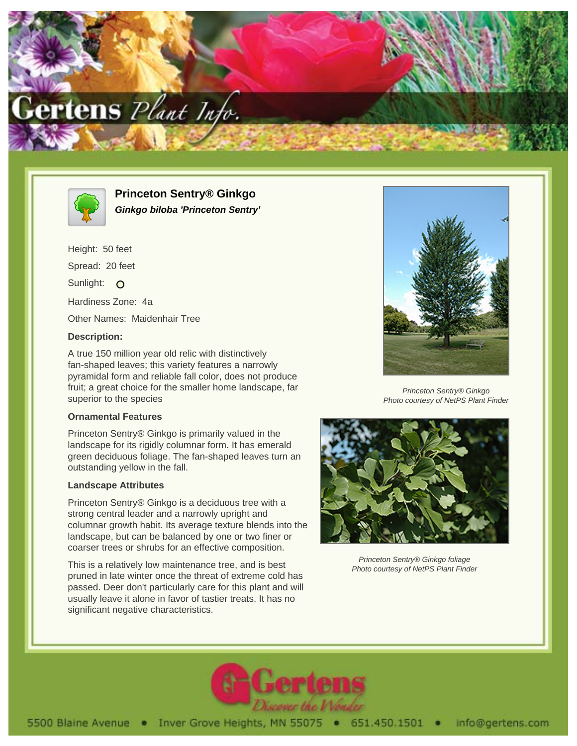# Princeton Sentry® Ginkgo

***Ginkgo biloba 'Princeton Sentry'***

Height: 50 feet

Spread: 20 feet

Sunlight: O

Hardiness Zone: 4a

Other Names: Maidenhair Tree

### Description:

A true 150 million year old relic with distinctively fan-shaped leaves; this variety features a narrowly pyramidal form and reliable fall color, does not produce fruit; a great choice for the smaller home landscape, far superior to the species

### Ornamental Features

Princeton Sentry® Ginkgo is primarily valued in the landscape for its rigidly columnar form. It has emerald green deciduous foliage. The fan-shaped leaves turn an outstanding yellow in the fall.

### Landscape Attributes

Princeton Sentry® Ginkgo is a deciduous tree with a strong central leader and a narrowly upright and columnar growth habit. Its average texture blends into the landscape, but can be balanced by one or two finer or coarser trees or shrubs for an effective composition.

This is a relatively low maintenance tree, and is best pruned in late winter once the threat of extreme cold has passed. Deer don't particularly care for this plant and will usually leave it alone in favor of tastier treats. It has no significant negative characteristics.

*Princeton Sentry® Ginkgo*
*Photo courtesy of NetPS Plant Finder*

*Princeton Sentry® Ginkgo foliage*
*Photo courtesy of NetPS Plant Finder*

5500 Blaine Avenue • Inver Grove Heights, MN 55075 • 651.450.1501 • info@gertens.com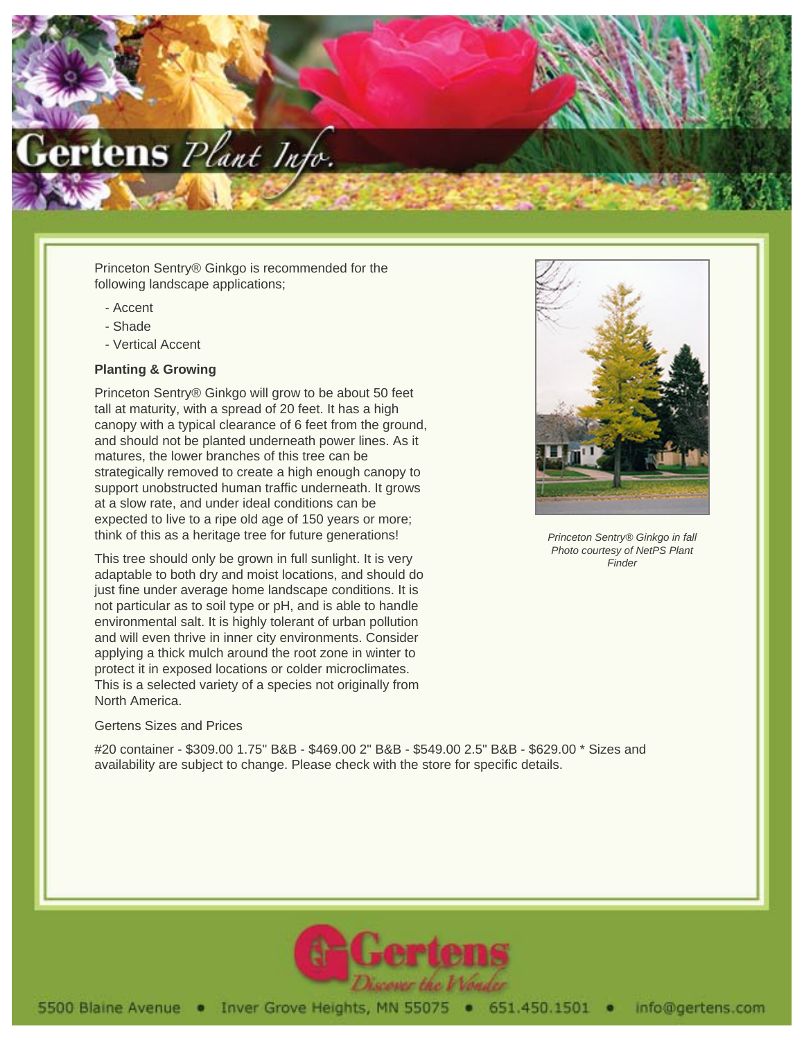Princeton Sentry® Ginkgo is recommended for the following landscape applications;

- Accent
- Shade
- Vertical Accent

**Planting & Growing**

Princeton Sentry® Ginkgo will grow to be about 50 feet tall at maturity, with a spread of 20 feet. It has a high canopy with a typical clearance of 6 feet from the ground, and should not be planted underneath power lines. As it matures, the lower branches of this tree can be strategically removed to create a high enough canopy to support unobstructed human traffic underneath. It grows at a slow rate, and under ideal conditions can be expected to live to a ripe old age of 150 years or more; think of this as a heritage tree for future generations!

This tree should only be grown in full sunlight. It is very adaptable to both dry and moist locations, and should do just fine under average home landscape conditions. It is not particular as to soil type or pH, and is able to handle environmental salt. It is highly tolerant of urban pollution and will even thrive in inner city environments. Consider applying a thick mulch around the root zone in winter to protect it in exposed locations or colder microclimates. This is a selected variety of a species not originally from North America.

*Princeton Sentry® Ginkgo in fall*
*Photo courtesy of NetPS Plant Finder*

Gertens Sizes and Prices

#20 container - $309.00 1.75" B&B - $469.00 2" B&B - $549.00 2.5" B&B - $629.00 * Sizes and availability are subject to change. Please check with the store for specific details.